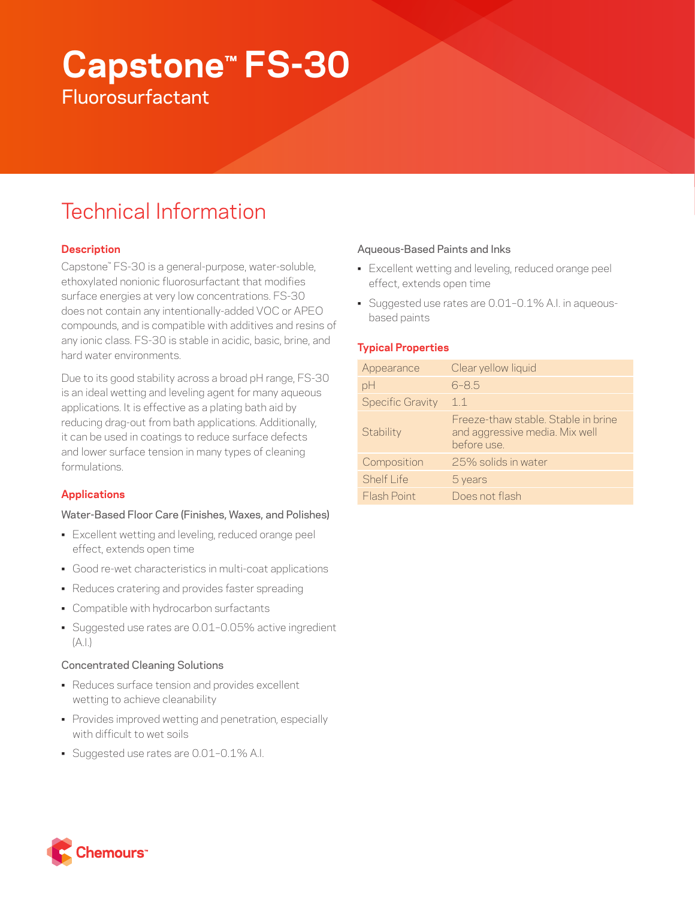# Capstone™ FS-30

Fluorosurfactant

## Technical Information

### Description

Capstone™ FS-30 is a general-purpose, water-soluble, ethoxylated nonionic fluorosurfactant that modifies surface energies at very low concentrations. FS-30 does not contain any intentionally-added VOC or APEO compounds, and is compatible with additives and resins of any ionic class. FS-30 is stable in acidic, basic, brine, and hard water environments.

Due to its good stability across a broad pH range, FS-30 is an ideal wetting and leveling agent for many aqueous applications. It is effective as a plating bath aid by reducing drag-out from bath applications. Additionally, it can be used in coatings to reduce surface defects and lower surface tension in many types of cleaning formulations.

### Applications

#### Water-Based Floor Care (Finishes, Waxes, and Polishes)

- Excellent wetting and leveling, reduced orange peel effect, extends open time
- Good re-wet characteristics in multi-coat applications
- Reduces cratering and provides faster spreading
- Compatible with hydrocarbon surfactants
- Suggested use rates are 0.01–0.05% active ingredient (A.I.)

#### Concentrated Cleaning Solutions

- Reduces surface tension and provides excellent wetting to achieve cleanability
- Provides improved wetting and penetration, especially with difficult to wet soils
- Suggested use rates are 0.01–0.1% A.I.

#### Aqueous-Based Paints and Inks

- Excellent wetting and leveling, reduced orange peel effect, extends open time
- Suggested use rates are 0.01–0.1% A.I. in aqueous-based paints

### Typical Properties

| Property | Value |
|---|---|
| Appearance | Clear yellow liquid |
| pH | 6–8.5 |
| Specific Gravity | 1.1 |
| Stability | Freeze-thaw stable. Stable in brine and aggressive media. Mix well before use. |
| Composition | 25% solids in water |
| Shelf Life | 5 years |
| Flash Point | Does not flash |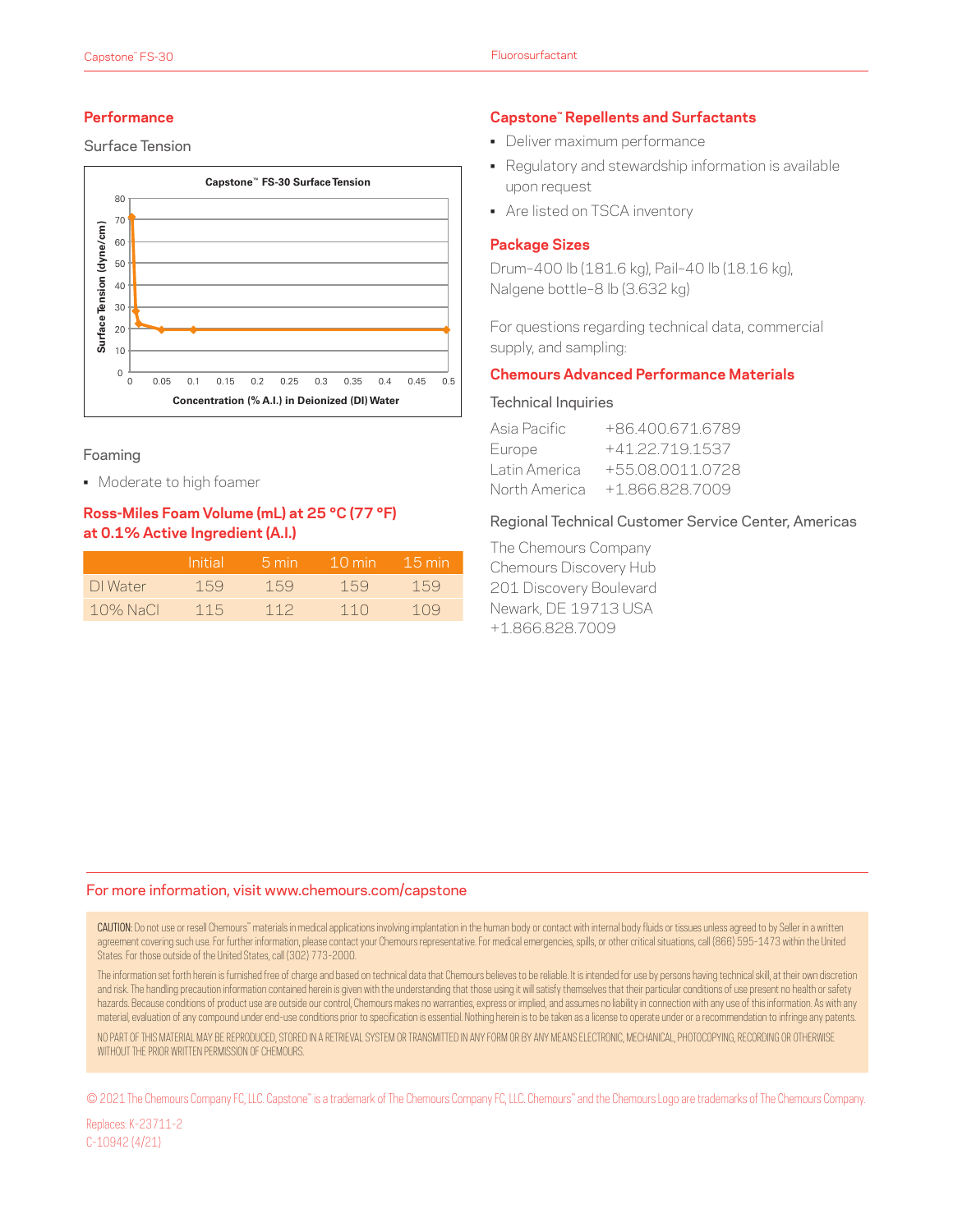## Performance

### Surface Tension

Capstone™ FS-30 Surface Tension

Surface Tension (dyne/cm)

80
70
60
50
40
30
20
10
0

0 0.05 0.1 0.15 0.2 0.25 0.3 0.35 0.4 0.45 0.5

Concentration (% A.I.) in Deionized (DI) Water

### Foaming

- Moderate to high foamer

### Ross-Miles Foam Volume (mL) at 25 °C (77 °F) at 0.1% Active Ingredient (A.I.)

| | Initial | 5 min | 10 min | 15 min |
|---|---|---|---|---|
| DI Water | 159 | 159 | 159 | 159 |
| 10% NaCl | 115 | 112 | 110 | 109 |

## Capstone™ Repellents and Surfactants

- Deliver maximum performance
- Regulatory and stewardship information is available upon request
- Are listed on TSCA inventory

## Package Sizes

Drum–400 lb (181.6 kg), Pail–40 lb (18.16 kg), Nalgene bottle–8 lb (3.632 kg)

For questions regarding technical data, commercial supply, and sampling:

## Chemours Advanced Performance Materials

### Technical Inquiries

| | |
|---|---|
| Asia Pacific | +86.400.671.6789 |
| Europe | +41.22.719.1537 |
| Latin America | +55.08.0011.0728 |
| North America | +1.866.828.7009 |

### Regional Technical Customer Service Center, Americas

The Chemours Company
Chemours Discovery Hub
201 Discovery Boulevard
Newark, DE 19713 USA
+1.866.828.7009

For more information, visit www.chemours.com/capstone

CAUTION: Do not use or resell Chemours™ materials in medical applications involving implantation in the human body or contact with internal body fluids or tissues unless agreed to by Seller in a written agreement covering such use. For further information, please contact your Chemours representative. For medical emergencies, spills, or other critical situations, call (866) 595-1473 within the United States. For those outside of the United States, call (302) 773-2000.

The information set forth herein is furnished free of charge and based on technical data that Chemours believes to be reliable. It is intended for use by persons having technical skill, at their own discretion and risk. The handling precaution information contained herein is given with the understanding that those using it will satisfy themselves that their particular conditions of use present no health or safety hazards. Because conditions of product use are outside our control, Chemours makes no warranties, express or implied, and assumes no liability in connection with any use of this information. As with any material, evaluation of any compound under end-use conditions prior to specification is essential. Nothing herein is to be taken as a license to operate under or a recommendation to infringe any patents.

NO PART OF THIS MATERIAL MAY BE REPRODUCED, STORED IN A RETRIEVAL SYSTEM OR TRANSMITTED IN ANY FORM OR BY ANY MEANS ELECTRONIC, MECHANICAL, PHOTOCOPYING, RECORDING OR OTHERWISE WITHOUT THE PRIOR WRITTEN PERMISSION OF CHEMOURS.

© 2021 The Chemours Company FC, LLC. Capstone™ is a trademark of The Chemours Company FC, LLC. Chemours™ and the Chemours Logo are trademarks of The Chemours Company.

Replaces: K-23711-2
C-10942 (4/21)